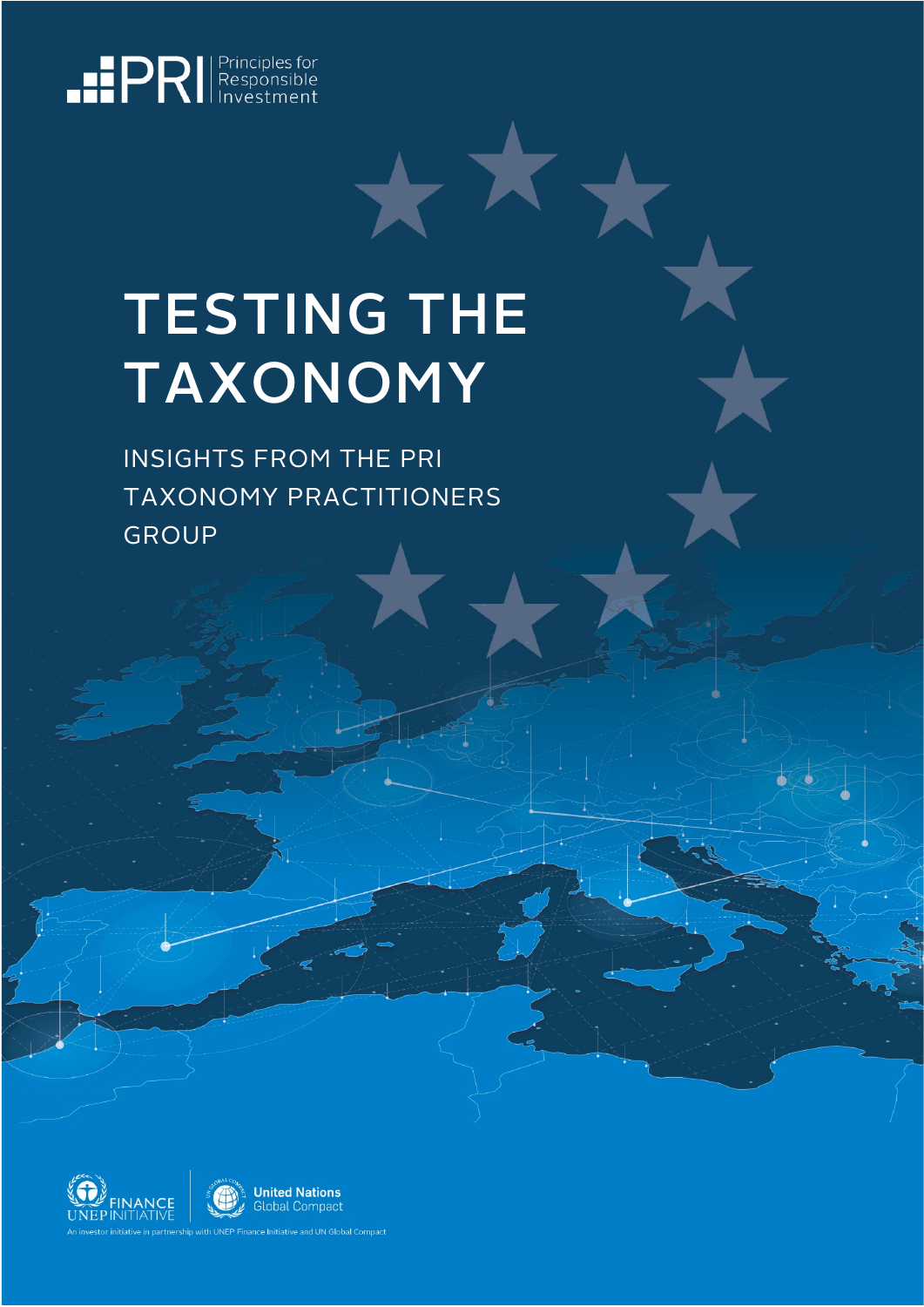PRI | Principles for Responsible Investment

# TESTING THE TAXONOMY

## INSIGHTS FROM THE PRI TAXONOMY PRACTITIONERS GROUP

UNEP FINANCE INITIATIVE | United Nations Global Compact

An investor initiative in partnership with UNEP Finance Initiative and UN Global Compact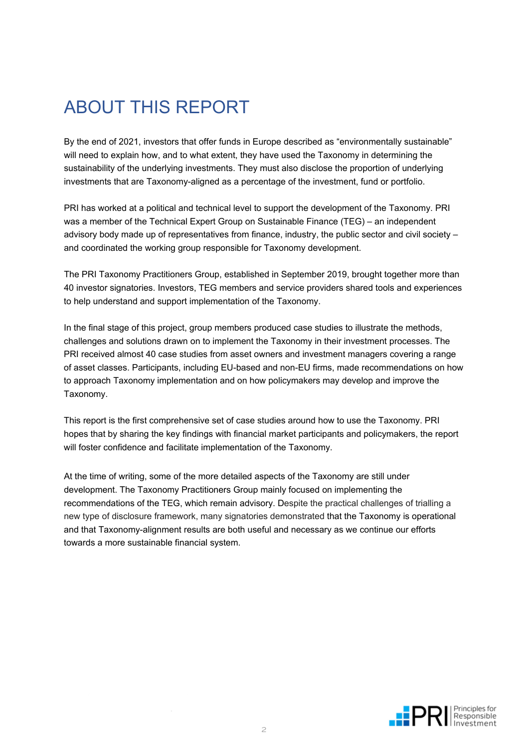# ABOUT THIS REPORT

By the end of 2021, investors that offer funds in Europe described as "environmentally sustainable" will need to explain how, and to what extent, they have used the Taxonomy in determining the sustainability of the underlying investments. They must also disclose the proportion of underlying investments that are Taxonomy-aligned as a percentage of the investment, fund or portfolio.

PRI has worked at a political and technical level to support the development of the Taxonomy. PRI was a member of the Technical Expert Group on Sustainable Finance (TEG) – an independent advisory body made up of representatives from finance, industry, the public sector and civil society – and coordinated the working group responsible for Taxonomy development.

The PRI Taxonomy Practitioners Group, established in September 2019, brought together more than 40 investor signatories. Investors, TEG members and service providers shared tools and experiences to help understand and support implementation of the Taxonomy.

In the final stage of this project, group members produced case studies to illustrate the methods, challenges and solutions drawn on to implement the Taxonomy in their investment processes. The PRI received almost 40 case studies from asset owners and investment managers covering a range of asset classes. Participants, including EU-based and non-EU firms, made recommendations on how to approach Taxonomy implementation and on how policymakers may develop and improve the Taxonomy.

This report is the first comprehensive set of case studies around how to use the Taxonomy. PRI hopes that by sharing the key findings with financial market participants and policymakers, the report will foster confidence and facilitate implementation of the Taxonomy.

At the time of writing, some of the more detailed aspects of the Taxonomy are still under development. The Taxonomy Practitioners Group mainly focused on implementing the recommendations of the TEG, which remain advisory. Despite the practical challenges of trialling a new type of disclosure framework, many signatories demonstrated that the Taxonomy is operational and that Taxonomy-alignment results are both useful and necessary as we continue our efforts towards a more sustainable financial system.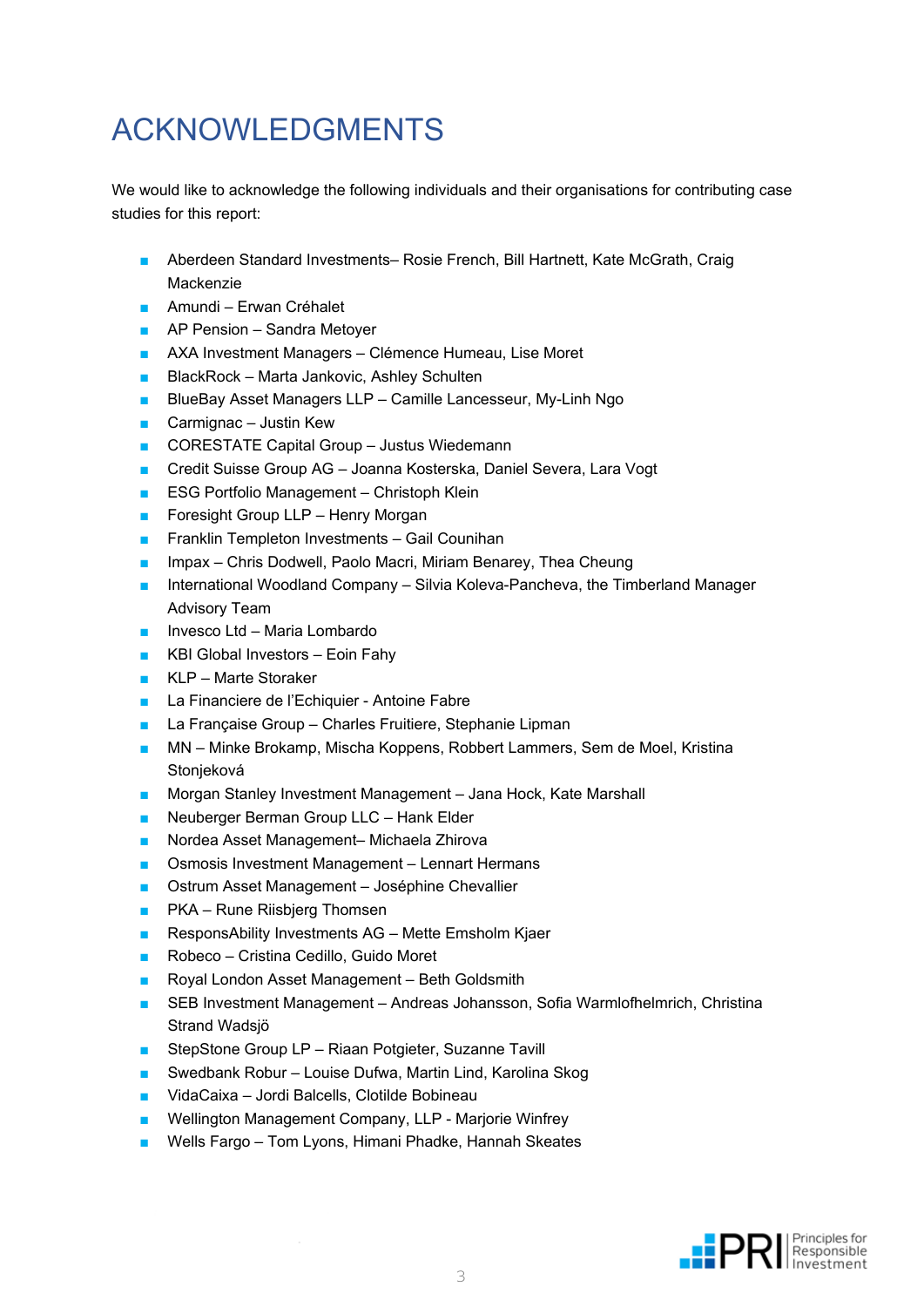# ACKNOWLEDGMENTS

We would like to acknowledge the following individuals and their organisations for contributing case studies for this report:

- Aberdeen Standard Investments– Rosie French, Bill Hartnett, Kate McGrath, Craig Mackenzie
- Amundi – Erwan Créhalet
- AP Pension – Sandra Metoyer
- AXA Investment Managers – Clémence Humeau, Lise Moret
- BlackRock – Marta Jankovic, Ashley Schulten
- BlueBay Asset Managers LLP – Camille Lancesseur, My-Linh Ngo
- Carmignac – Justin Kew
- CORESTATE Capital Group – Justus Wiedemann
- Credit Suisse Group AG – Joanna Kosterska, Daniel Severa, Lara Vogt
- ESG Portfolio Management – Christoph Klein
- Foresight Group LLP – Henry Morgan
- Franklin Templeton Investments – Gail Counihan
- Impax – Chris Dodwell, Paolo Macri, Miriam Benarey, Thea Cheung
- International Woodland Company – Silvia Koleva-Pancheva, the Timberland Manager Advisory Team
- Invesco Ltd – Maria Lombardo
- KBI Global Investors – Eoin Fahy
- KLP – Marte Storaker
- La Financiere de l'Echiquier - Antoine Fabre
- La Française Group – Charles Fruitiere, Stephanie Lipman
- MN – Minke Brokamp, Mischa Koppens, Robbert Lammers, Sem de Moel, Kristina Stonjeková
- Morgan Stanley Investment Management – Jana Hock, Kate Marshall
- Neuberger Berman Group LLC – Hank Elder
- Nordea Asset Management– Michaela Zhirova
- Osmosis Investment Management – Lennart Hermans
- Ostrum Asset Management – Joséphine Chevallier
- PKA – Rune Riisbjerg Thomsen
- ResponsAbility Investments AG – Mette Emsholm Kjaer
- Robeco – Cristina Cedillo, Guido Moret
- Royal London Asset Management – Beth Goldsmith
- SEB Investment Management – Andreas Johansson, Sofia Warmlofhelmrich, Christina Strand Wadsjö
- StepStone Group LP – Riaan Potgieter, Suzanne Tavill
- Swedbank Robur – Louise Dufwa, Martin Lind, Karolina Skog
- VidaCaixa – Jordi Balcells, Clotilde Bobineau
- Wellington Management Company, LLP - Marjorie Winfrey
- Wells Fargo – Tom Lyons, Himani Phadke, Hannah Skeates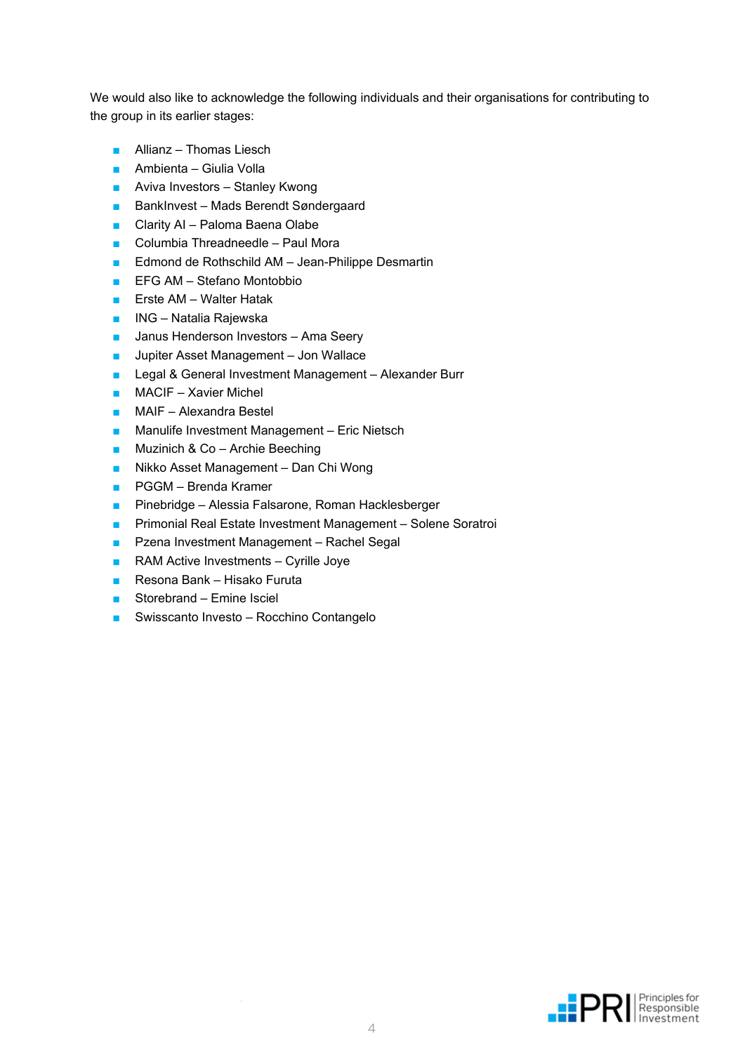We would also like to acknowledge the following individuals and their organisations for contributing to the group in its earlier stages:

- Allianz – Thomas Liesch
- Ambienta – Giulia Volla
- Aviva Investors – Stanley Kwong
- BankInvest – Mads Berendt Søndergaard
- Clarity AI – Paloma Baena Olabe
- Columbia Threadneedle – Paul Mora
- Edmond de Rothschild AM – Jean-Philippe Desmartin
- EFG AM – Stefano Montobbio
- Erste AM – Walter Hatak
- ING – Natalia Rajewska
- Janus Henderson Investors – Ama Seery
- Jupiter Asset Management – Jon Wallace
- Legal & General Investment Management – Alexander Burr
- MACIF – Xavier Michel
- MAIF – Alexandra Bestel
- Manulife Investment Management – Eric Nietsch
- Muzinich & Co – Archie Beeching
- Nikko Asset Management – Dan Chi Wong
- PGGM – Brenda Kramer
- Pinebridge – Alessia Falsarone, Roman Hacklesberger
- Primonial Real Estate Investment Management – Solene Soratroi
- Pzena Investment Management – Rachel Segal
- RAM Active Investments – Cyrille Joye
- Resona Bank – Hisako Furuta
- Storebrand – Emine Isciel
- Swisscanto Investo – Rocchino Contangelo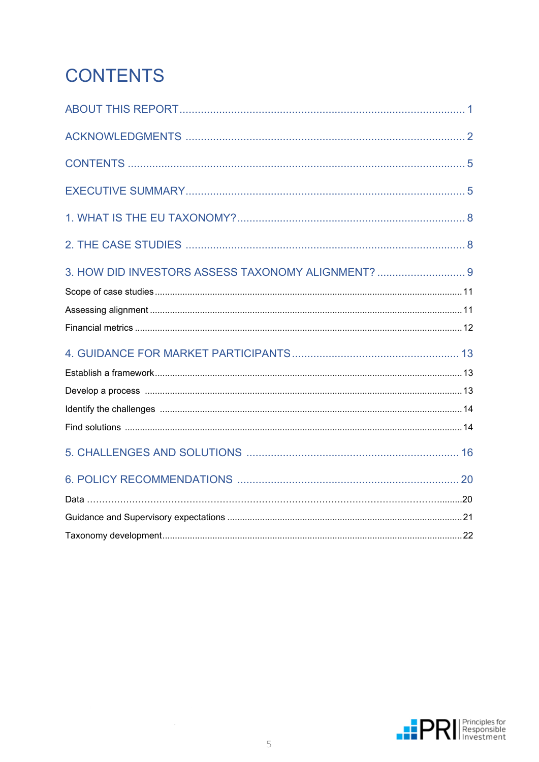# CONTENTS

ABOUT THIS REPORT ..... 1

ACKNOWLEDGMENTS ..... 2

CONTENTS ..... 5

EXECUTIVE SUMMARY ..... 5

1. WHAT IS THE EU TAXONOMY? ..... 8

2. THE CASE STUDIES ..... 8

3. HOW DID INVESTORS ASSESS TAXONOMY ALIGNMENT? ..... 9

Scope of case studies ..... 11

Assessing alignment ..... 11

Financial metrics ..... 12

4. GUIDANCE FOR MARKET PARTICIPANTS ..... 13

Establish a framework ..... 13

Develop a process ..... 13

Identify the challenges ..... 14

Find solutions ..... 14

5. CHALLENGES AND SOLUTIONS ..... 16

6. POLICY RECOMMENDATIONS ..... 20

Data ..... 20

Guidance and Supervisory expectations ..... 21

Taxonomy development ..... 22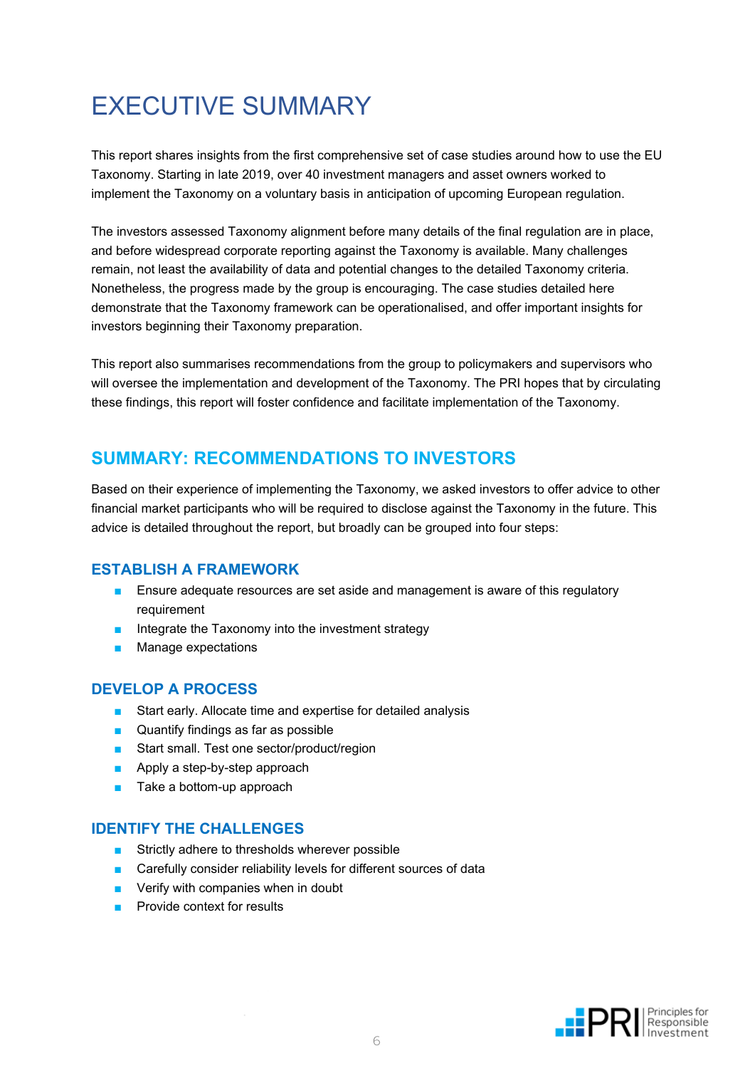# EXECUTIVE SUMMARY

This report shares insights from the first comprehensive set of case studies around how to use the EU Taxonomy. Starting in late 2019, over 40 investment managers and asset owners worked to implement the Taxonomy on a voluntary basis in anticipation of upcoming European regulation.

The investors assessed Taxonomy alignment before many details of the final regulation are in place, and before widespread corporate reporting against the Taxonomy is available. Many challenges remain, not least the availability of data and potential changes to the detailed Taxonomy criteria. Nonetheless, the progress made by the group is encouraging. The case studies detailed here demonstrate that the Taxonomy framework can be operationalised, and offer important insights for investors beginning their Taxonomy preparation.

This report also summarises recommendations from the group to policymakers and supervisors who will oversee the implementation and development of the Taxonomy. The PRI hopes that by circulating these findings, this report will foster confidence and facilitate implementation of the Taxonomy.

## SUMMARY: RECOMMENDATIONS TO INVESTORS

Based on their experience of implementing the Taxonomy, we asked investors to offer advice to other financial market participants who will be required to disclose against the Taxonomy in the future. This advice is detailed throughout the report, but broadly can be grouped into four steps:

### ESTABLISH A FRAMEWORK

- Ensure adequate resources are set aside and management is aware of this regulatory requirement
- Integrate the Taxonomy into the investment strategy
- Manage expectations

### DEVELOP A PROCESS

- Start early. Allocate time and expertise for detailed analysis
- Quantify findings as far as possible
- Start small. Test one sector/product/region
- Apply a step-by-step approach
- Take a bottom-up approach

### IDENTIFY THE CHALLENGES

- Strictly adhere to thresholds wherever possible
- Carefully consider reliability levels for different sources of data
- Verify with companies when in doubt
- Provide context for results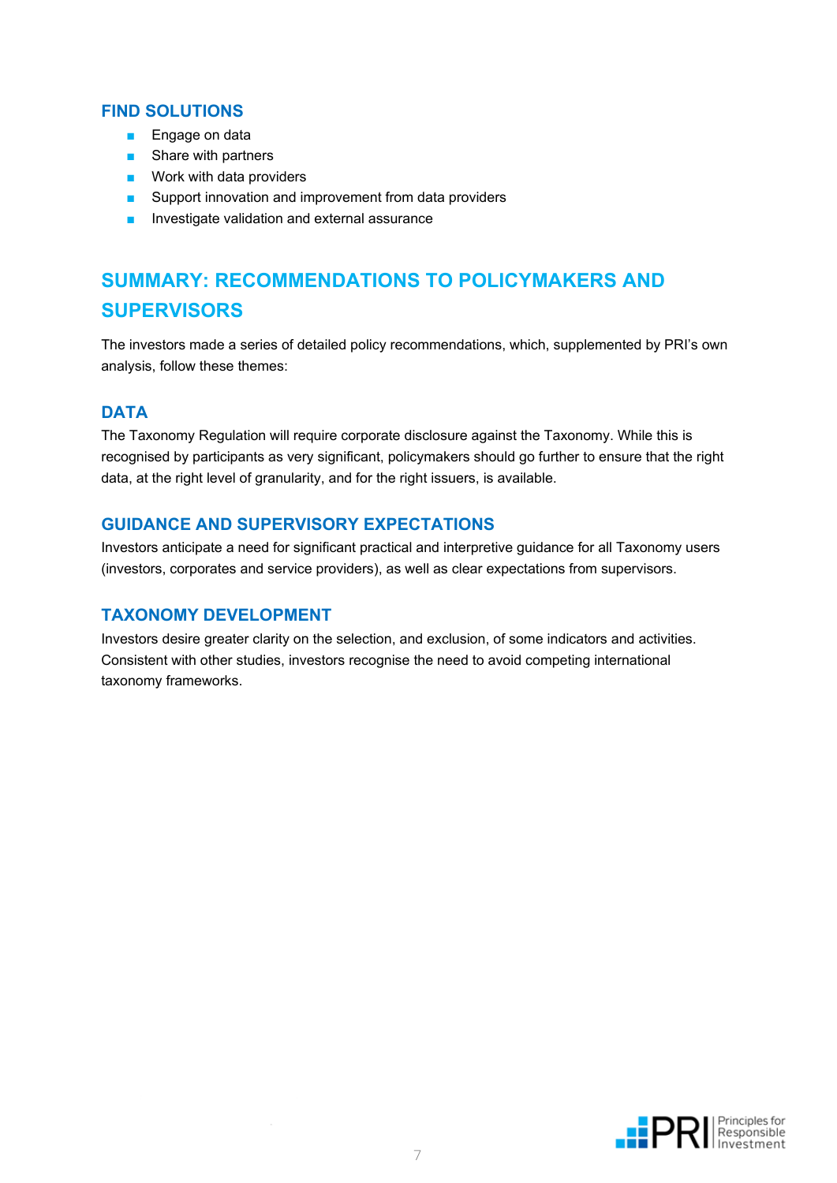### FIND SOLUTIONS

- Engage on data
- Share with partners
- Work with data providers
- Support innovation and improvement from data providers
- Investigate validation and external assurance

## SUMMARY: RECOMMENDATIONS TO POLICYMAKERS AND SUPERVISORS

The investors made a series of detailed policy recommendations, which, supplemented by PRI's own analysis, follow these themes:

### DATA

The Taxonomy Regulation will require corporate disclosure against the Taxonomy. While this is recognised by participants as very significant, policymakers should go further to ensure that the right data, at the right level of granularity, and for the right issuers, is available.

### GUIDANCE AND SUPERVISORY EXPECTATIONS

Investors anticipate a need for significant practical and interpretive guidance for all Taxonomy users (investors, corporates and service providers), as well as clear expectations from supervisors.

### TAXONOMY DEVELOPMENT

Investors desire greater clarity on the selection, and exclusion, of some indicators and activities. Consistent with other studies, investors recognise the need to avoid competing international taxonomy frameworks.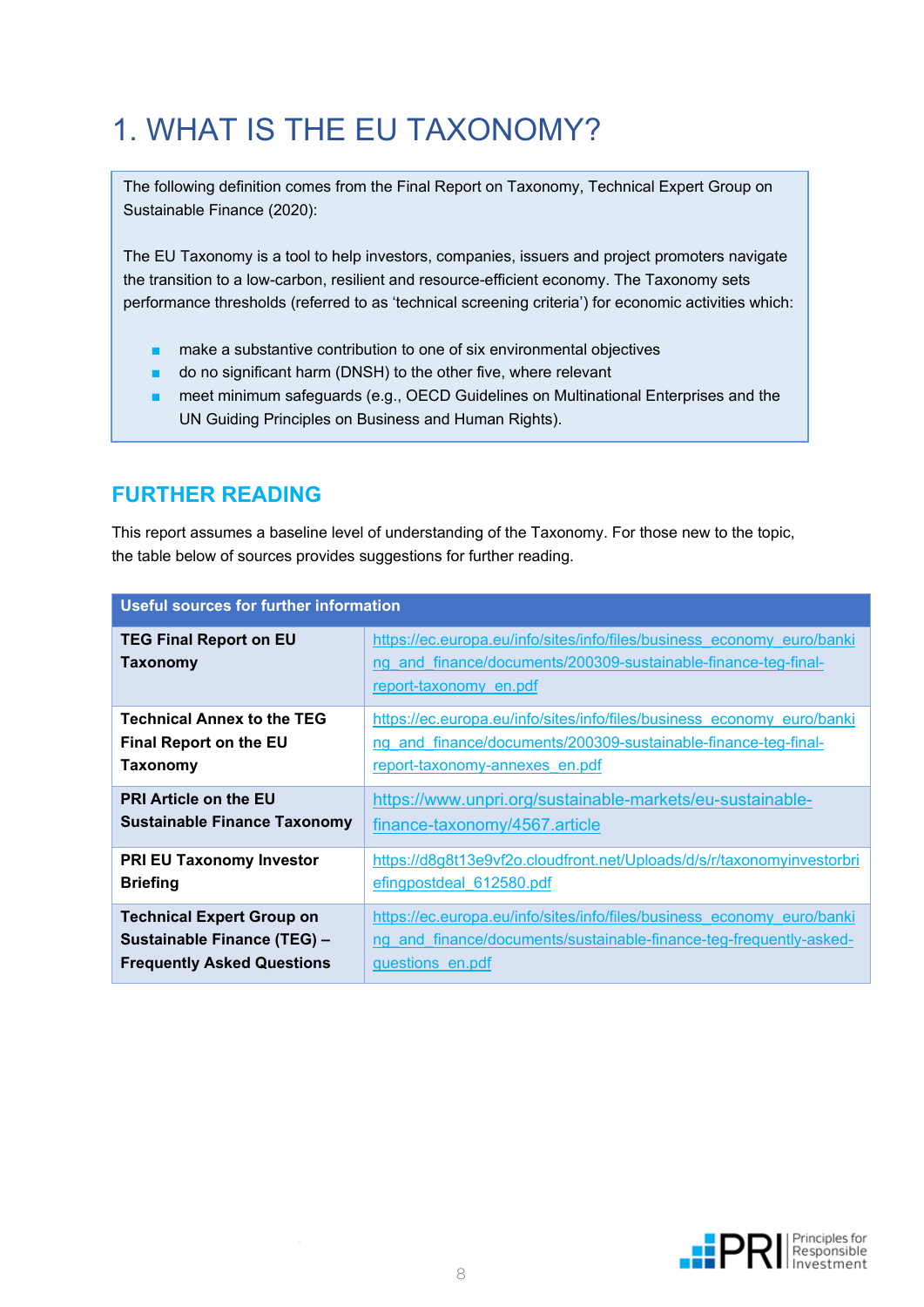# 1. WHAT IS THE EU TAXONOMY?

The following definition comes from the Final Report on Taxonomy, Technical Expert Group on Sustainable Finance (2020):

The EU Taxonomy is a tool to help investors, companies, issuers and project promoters navigate the transition to a low-carbon, resilient and resource-efficient economy. The Taxonomy sets performance thresholds (referred to as 'technical screening criteria') for economic activities which:

- make a substantive contribution to one of six environmental objectives
- do no significant harm (DNSH) to the other five, where relevant
- meet minimum safeguards (e.g., OECD Guidelines on Multinational Enterprises and the UN Guiding Principles on Business and Human Rights).

## FURTHER READING

This report assumes a baseline level of understanding of the Taxonomy. For those new to the topic, the table below of sources provides suggestions for further reading.

| Useful sources for further information | |
|---|---|
| **TEG Final Report on EU Taxonomy** | https://ec.europa.eu/info/sites/info/files/business_economy_euro/banking_and_finance/documents/200309-sustainable-finance-teg-final-report-taxonomy_en.pdf |
| **Technical Annex to the TEG Final Report on the EU Taxonomy** | https://ec.europa.eu/info/sites/info/files/business_economy_euro/banking_and_finance/documents/200309-sustainable-finance-teg-final-report-taxonomy-annexes_en.pdf |
| **PRI Article on the EU Sustainable Finance Taxonomy** | https://www.unpri.org/sustainable-markets/eu-sustainable-finance-taxonomy/4567.article |
| **PRI EU Taxonomy Investor Briefing** | https://d8g8t13e9vf2o.cloudfront.net/Uploads/d/s/r/taxonomyinvestorbriefingpostdeal_612580.pdf |
| **Technical Expert Group on Sustainable Finance (TEG) – Frequently Asked Questions** | https://ec.europa.eu/info/sites/info/files/business_economy_euro/banking_and_finance/documents/sustainable-finance-teg-frequently-asked-questions_en.pdf |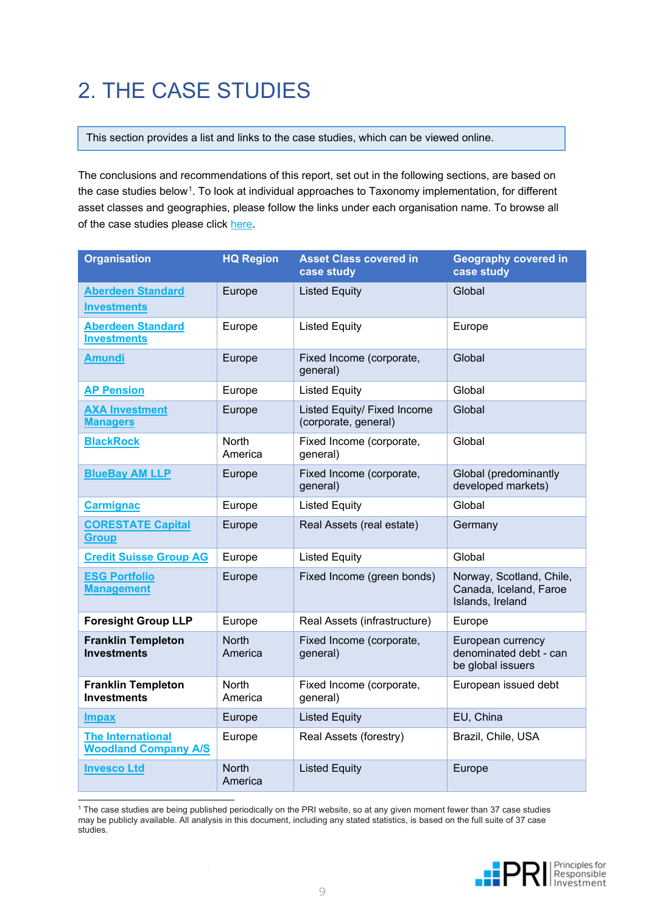# 2. THE CASE STUDIES

This section provides a list and links to the case studies, which can be viewed online.

The conclusions and recommendations of this report, set out in the following sections, are based on the case studies below[1]. To look at individual approaches to Taxonomy implementation, for different asset classes and geographies, please follow the links under each organisation name. To browse all of the case studies please click here.

| Organisation | HQ Region | Asset Class covered in case study | Geography covered in case study |
|---|---|---|---|
| **Aberdeen Standard Investments** | Europe | Listed Equity | Global |
| **Aberdeen Standard Investments** | Europe | Listed Equity | Europe |
| **Amundi** | Europe | Fixed Income (corporate, general) | Global |
| **AP Pension** | Europe | Listed Equity | Global |
| **AXA Investment Managers** | Europe | Listed Equity/ Fixed Income (corporate, general) | Global |
| **BlackRock** | North America | Fixed Income (corporate, general) | Global |
| **BlueBay AM LLP** | Europe | Fixed Income (corporate, general) | Global (predominantly developed markets) |
| **Carmignac** | Europe | Listed Equity | Global |
| **CORESTATE Capital Group** | Europe | Real Assets (real estate) | Germany |
| **Credit Suisse Group AG** | Europe | Listed Equity | Global |
| **ESG Portfolio Management** | Europe | Fixed Income (green bonds) | Norway, Scotland, Chile, Canada, Iceland, Faroe Islands, Ireland |
| **Foresight Group LLP** | Europe | Real Assets (infrastructure) | Europe |
| **Franklin Templeton Investments** | North America | Fixed Income (corporate, general) | European currency denominated debt - can be global issuers |
| **Franklin Templeton Investments** | North America | Fixed Income (corporate, general) | European issued debt |
| **Impax** | Europe | Listed Equity | EU, China |
| **The International Woodland Company A/S** | Europe | Real Assets (forestry) | Brazil, Chile, USA |
| **Invesco Ltd** | North America | Listed Equity | Europe |

[1] The case studies are being published periodically on the PRI website, so at any given moment fewer than 37 case studies may be publicly available. All analysis in this document, including any stated statistics, is based on the full suite of 37 case studies.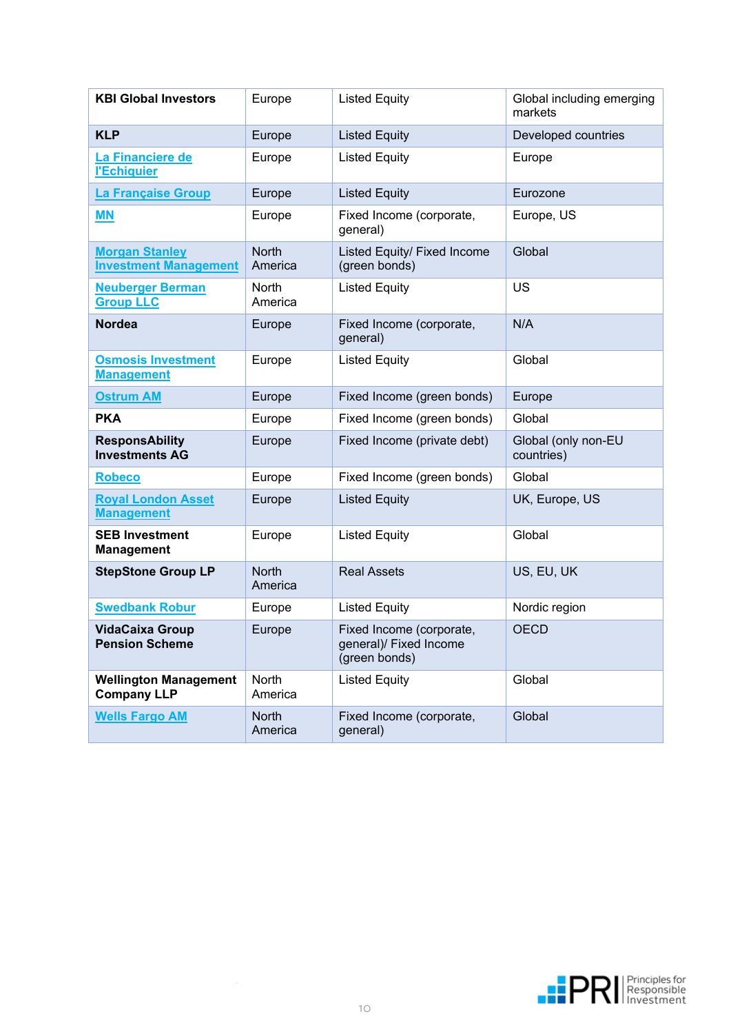| | | | |
|---|---|---|---|
| **KBI Global Investors** | Europe | Listed Equity | Global including emerging markets |
| **KLP** | Europe | Listed Equity | Developed countries |
| **La Financiere de l'Echiquier** | Europe | Listed Equity | Europe |
| **La Française Group** | Europe | Listed Equity | Eurozone |
| **MN** | Europe | Fixed Income (corporate, general) | Europe, US |
| **Morgan Stanley Investment Management** | North America | Listed Equity/ Fixed Income (green bonds) | Global |
| **Neuberger Berman Group LLC** | North America | Listed Equity | US |
| **Nordea** | Europe | Fixed Income (corporate, general) | N/A |
| **Osmosis Investment Management** | Europe | Listed Equity | Global |
| **Ostrum AM** | Europe | Fixed Income (green bonds) | Europe |
| **PKA** | Europe | Fixed Income (green bonds) | Global |
| **ResponsAbility Investments AG** | Europe | Fixed Income (private debt) | Global (only non-EU countries) |
| **Robeco** | Europe | Fixed Income (green bonds) | Global |
| **Royal London Asset Management** | Europe | Listed Equity | UK, Europe, US |
| **SEB Investment Management** | Europe | Listed Equity | Global |
| **StepStone Group LP** | North America | Real Assets | US, EU, UK |
| **Swedbank Robur** | Europe | Listed Equity | Nordic region |
| **VidaCaixa Group Pension Scheme** | Europe | Fixed Income (corporate, general)/ Fixed Income (green bonds) | OECD |
| **Wellington Management Company LLP** | North America | Listed Equity | Global |
| **Wells Fargo AM** | North America | Fixed Income (corporate, general) | Global |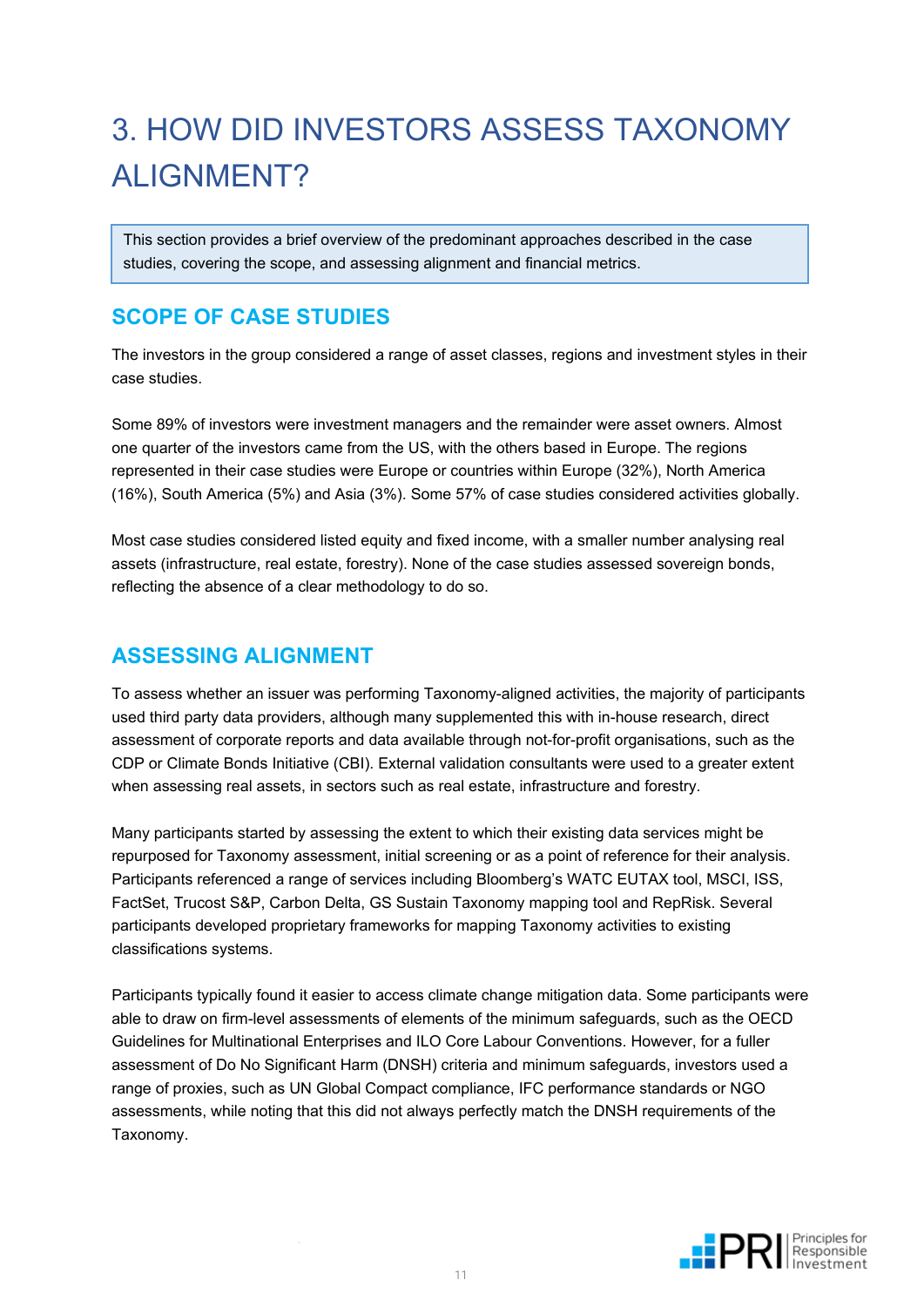# 3. HOW DID INVESTORS ASSESS TAXONOMY ALIGNMENT?

This section provides a brief overview of the predominant approaches described in the case studies, covering the scope, and assessing alignment and financial metrics.

## SCOPE OF CASE STUDIES

The investors in the group considered a range of asset classes, regions and investment styles in their case studies.

Some 89% of investors were investment managers and the remainder were asset owners. Almost one quarter of the investors came from the US, with the others based in Europe. The regions represented in their case studies were Europe or countries within Europe (32%), North America (16%), South America (5%) and Asia (3%). Some 57% of case studies considered activities globally.

Most case studies considered listed equity and fixed income, with a smaller number analysing real assets (infrastructure, real estate, forestry). None of the case studies assessed sovereign bonds, reflecting the absence of a clear methodology to do so.

## ASSESSING ALIGNMENT

To assess whether an issuer was performing Taxonomy-aligned activities, the majority of participants used third party data providers, although many supplemented this with in-house research, direct assessment of corporate reports and data available through not-for-profit organisations, such as the CDP or Climate Bonds Initiative (CBI). External validation consultants were used to a greater extent when assessing real assets, in sectors such as real estate, infrastructure and forestry.

Many participants started by assessing the extent to which their existing data services might be repurposed for Taxonomy assessment, initial screening or as a point of reference for their analysis. Participants referenced a range of services including Bloomberg's WATC EUTAX tool, MSCI, ISS, FactSet, Trucost S&P, Carbon Delta, GS Sustain Taxonomy mapping tool and RepRisk. Several participants developed proprietary frameworks for mapping Taxonomy activities to existing classifications systems.

Participants typically found it easier to access climate change mitigation data. Some participants were able to draw on firm-level assessments of elements of the minimum safeguards, such as the OECD Guidelines for Multinational Enterprises and ILO Core Labour Conventions. However, for a fuller assessment of Do No Significant Harm (DNSH) criteria and minimum safeguards, investors used a range of proxies, such as UN Global Compact compliance, IFC performance standards or NGO assessments, while noting that this did not always perfectly match the DNSH requirements of the Taxonomy.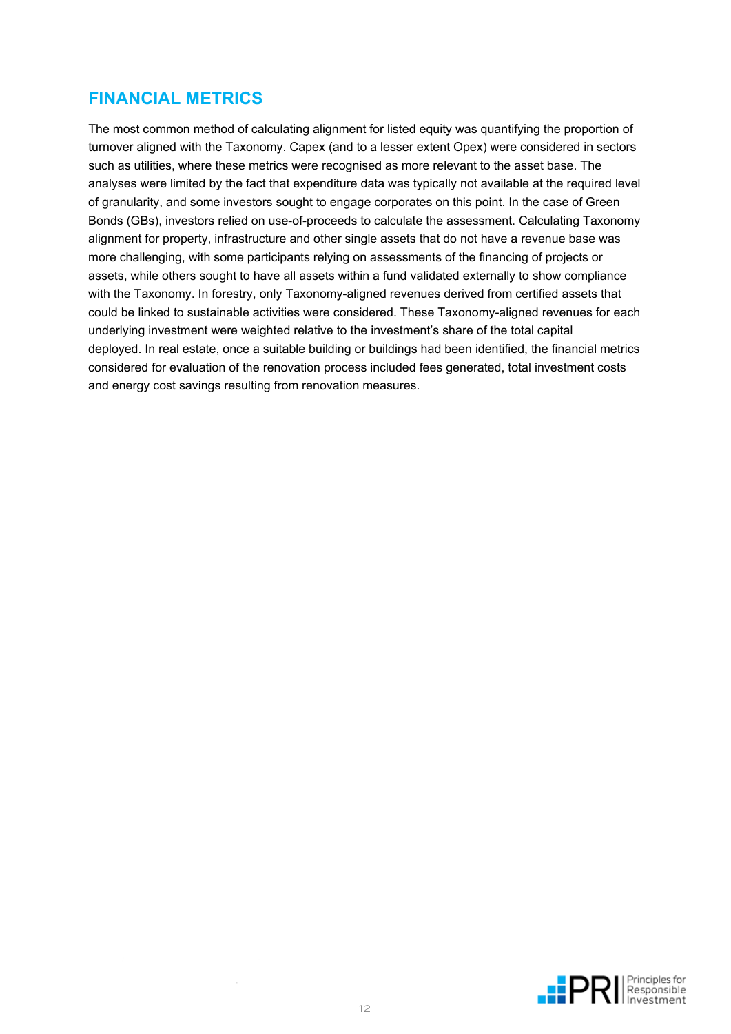## FINANCIAL METRICS

The most common method of calculating alignment for listed equity was quantifying the proportion of turnover aligned with the Taxonomy. Capex (and to a lesser extent Opex) were considered in sectors such as utilities, where these metrics were recognised as more relevant to the asset base. The analyses were limited by the fact that expenditure data was typically not available at the required level of granularity, and some investors sought to engage corporates on this point. In the case of Green Bonds (GBs), investors relied on use-of-proceeds to calculate the assessment. Calculating Taxonomy alignment for property, infrastructure and other single assets that do not have a revenue base was more challenging, with some participants relying on assessments of the financing of projects or assets, while others sought to have all assets within a fund validated externally to show compliance with the Taxonomy. In forestry, only Taxonomy-aligned revenues derived from certified assets that could be linked to sustainable activities were considered. These Taxonomy-aligned revenues for each underlying investment were weighted relative to the investment's share of the total capital deployed. In real estate, once a suitable building or buildings had been identified, the financial metrics considered for evaluation of the renovation process included fees generated, total investment costs and energy cost savings resulting from renovation measures.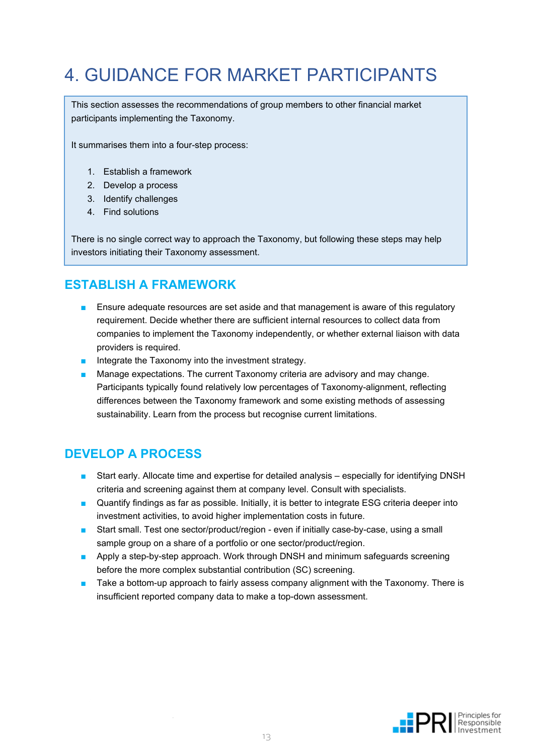# 4. GUIDANCE FOR MARKET PARTICIPANTS

This section assesses the recommendations of group members to other financial market participants implementing the Taxonomy.

It summarises them into a four-step process:

1. Establish a framework
2. Develop a process
3. Identify challenges
4. Find solutions

There is no single correct way to approach the Taxonomy, but following these steps may help investors initiating their Taxonomy assessment.

## ESTABLISH A FRAMEWORK

- Ensure adequate resources are set aside and that management is aware of this regulatory requirement. Decide whether there are sufficient internal resources to collect data from companies to implement the Taxonomy independently, or whether external liaison with data providers is required.
- Integrate the Taxonomy into the investment strategy.
- Manage expectations. The current Taxonomy criteria are advisory and may change. Participants typically found relatively low percentages of Taxonomy-alignment, reflecting differences between the Taxonomy framework and some existing methods of assessing sustainability. Learn from the process but recognise current limitations.

## DEVELOP A PROCESS

- Start early. Allocate time and expertise for detailed analysis – especially for identifying DNSH criteria and screening against them at company level. Consult with specialists.
- Quantify findings as far as possible. Initially, it is better to integrate ESG criteria deeper into investment activities, to avoid higher implementation costs in future.
- Start small. Test one sector/product/region - even if initially case-by-case, using a small sample group on a share of a portfolio or one sector/product/region.
- Apply a step-by-step approach. Work through DNSH and minimum safeguards screening before the more complex substantial contribution (SC) screening.
- Take a bottom-up approach to fairly assess company alignment with the Taxonomy. There is insufficient reported company data to make a top-down assessment.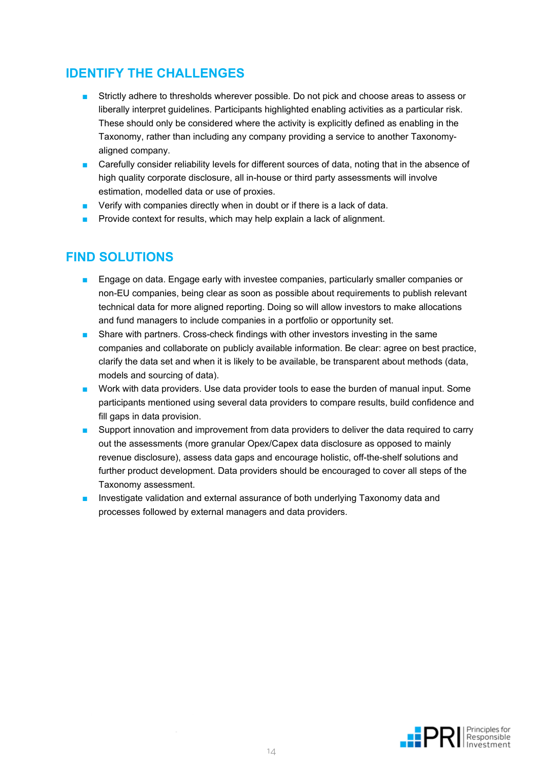## IDENTIFY THE CHALLENGES

- Strictly adhere to thresholds wherever possible. Do not pick and choose areas to assess or liberally interpret guidelines. Participants highlighted enabling activities as a particular risk. These should only be considered where the activity is explicitly defined as enabling in the Taxonomy, rather than including any company providing a service to another Taxonomy-aligned company.
- Carefully consider reliability levels for different sources of data, noting that in the absence of high quality corporate disclosure, all in-house or third party assessments will involve estimation, modelled data or use of proxies.
- Verify with companies directly when in doubt or if there is a lack of data.
- Provide context for results, which may help explain a lack of alignment.

## FIND SOLUTIONS

- Engage on data. Engage early with investee companies, particularly smaller companies or non-EU companies, being clear as soon as possible about requirements to publish relevant technical data for more aligned reporting. Doing so will allow investors to make allocations and fund managers to include companies in a portfolio or opportunity set.
- Share with partners. Cross-check findings with other investors investing in the same companies and collaborate on publicly available information. Be clear: agree on best practice, clarify the data set and when it is likely to be available, be transparent about methods (data, models and sourcing of data).
- Work with data providers. Use data provider tools to ease the burden of manual input. Some participants mentioned using several data providers to compare results, build confidence and fill gaps in data provision.
- Support innovation and improvement from data providers to deliver the data required to carry out the assessments (more granular Opex/Capex data disclosure as opposed to mainly revenue disclosure), assess data gaps and encourage holistic, off-the-shelf solutions and further product development. Data providers should be encouraged to cover all steps of the Taxonomy assessment.
- Investigate validation and external assurance of both underlying Taxonomy data and processes followed by external managers and data providers.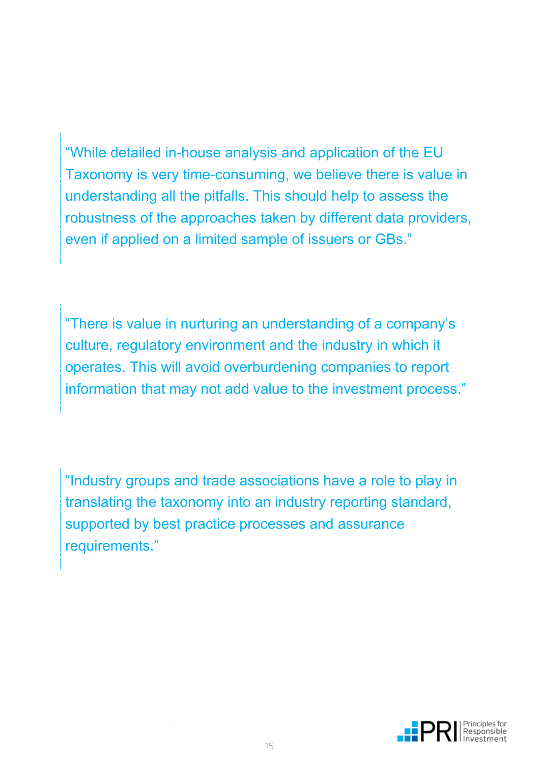> "While detailed in-house analysis and application of the EU Taxonomy is very time-consuming, we believe there is value in understanding all the pitfalls. This should help to assess the robustness of the approaches taken by different data providers, even if applied on a limited sample of issuers or GBs."

> "There is value in nurturing an understanding of a company's culture, regulatory environment and the industry in which it operates. This will avoid overburdening companies to report information that may not add value to the investment process."

> "Industry groups and trade associations have a role to play in translating the taxonomy into an industry reporting standard, supported by best practice processes and assurance requirements."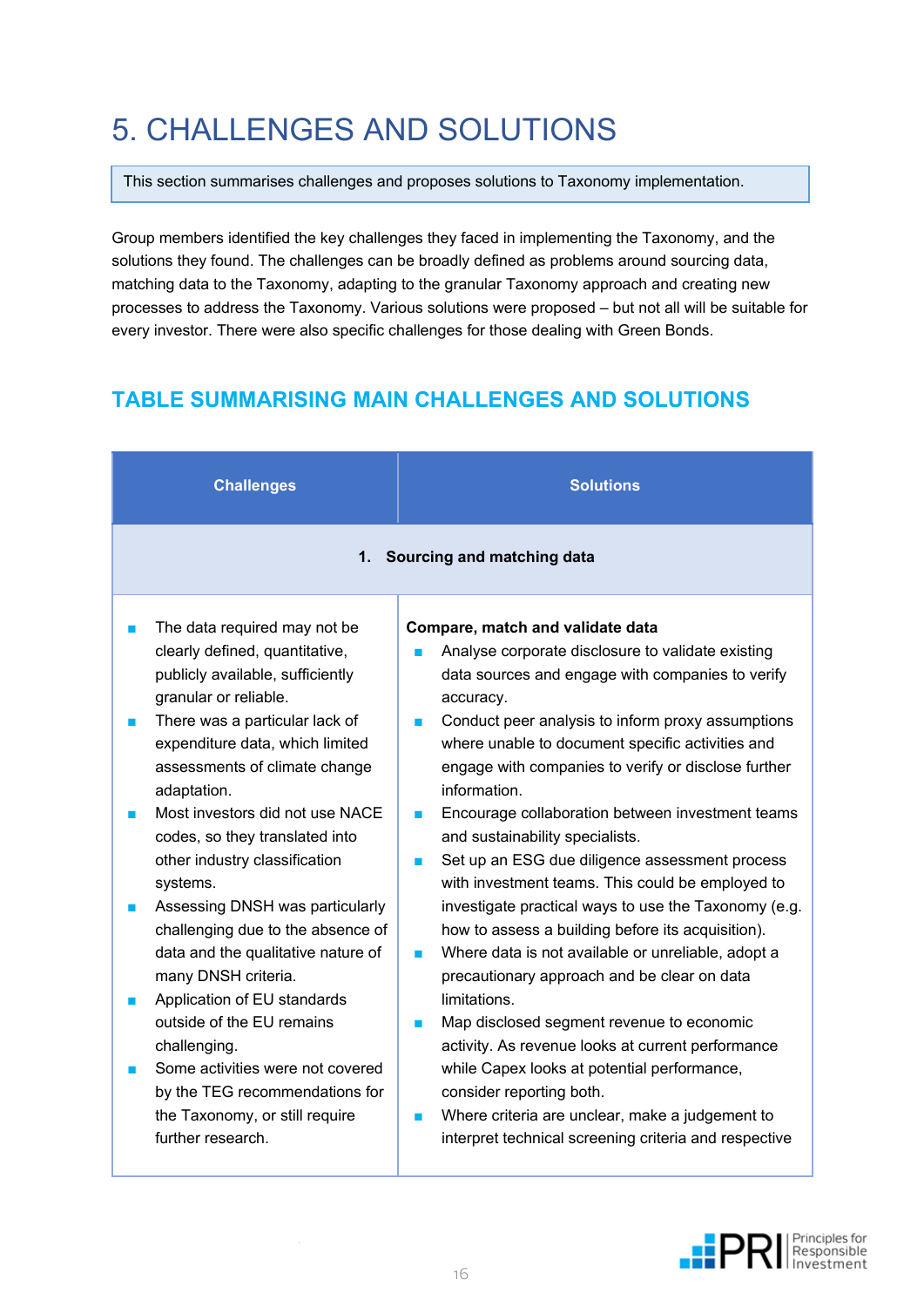# 5. CHALLENGES AND SOLUTIONS

This section summarises challenges and proposes solutions to Taxonomy implementation.

Group members identified the key challenges they faced in implementing the Taxonomy, and the solutions they found. The challenges can be broadly defined as problems around sourcing data, matching data to the Taxonomy, adapting to the granular Taxonomy approach and creating new processes to address the Taxonomy. Various solutions were proposed – but not all will be suitable for every investor. There were also specific challenges for those dealing with Green Bonds.

## TABLE SUMMARISING MAIN CHALLENGES AND SOLUTIONS

| Challenges | Solutions |
|---|---|
| **1. Sourcing and matching data** | |
| ■ The data required may not be clearly defined, quantitative, publicly available, sufficiently granular or reliable.<br>■ There was a particular lack of expenditure data, which limited assessments of climate change adaptation.<br>■ Most investors did not use NACE codes, so they translated into other industry classification systems.<br>■ Assessing DNSH was particularly challenging due to the absence of data and the qualitative nature of many DNSH criteria.<br>■ Application of EU standards outside of the EU remains challenging.<br>■ Some activities were not covered by the TEG recommendations for the Taxonomy, or still require further research. | **Compare, match and validate data**<br>■ Analyse corporate disclosure to validate existing data sources and engage with companies to verify accuracy.<br>■ Conduct peer analysis to inform proxy assumptions where unable to document specific activities and engage with companies to verify or disclose further information.<br>■ Encourage collaboration between investment teams and sustainability specialists.<br>■ Set up an ESG due diligence assessment process with investment teams. This could be employed to investigate practical ways to use the Taxonomy (e.g. how to assess a building before its acquisition).<br>■ Where data is not available or unreliable, adopt a precautionary approach and be clear on data limitations.<br>■ Map disclosed segment revenue to economic activity. As revenue looks at current performance while Capex looks at potential performance, consider reporting both.<br>■ Where criteria are unclear, make a judgement to interpret technical screening criteria and respective |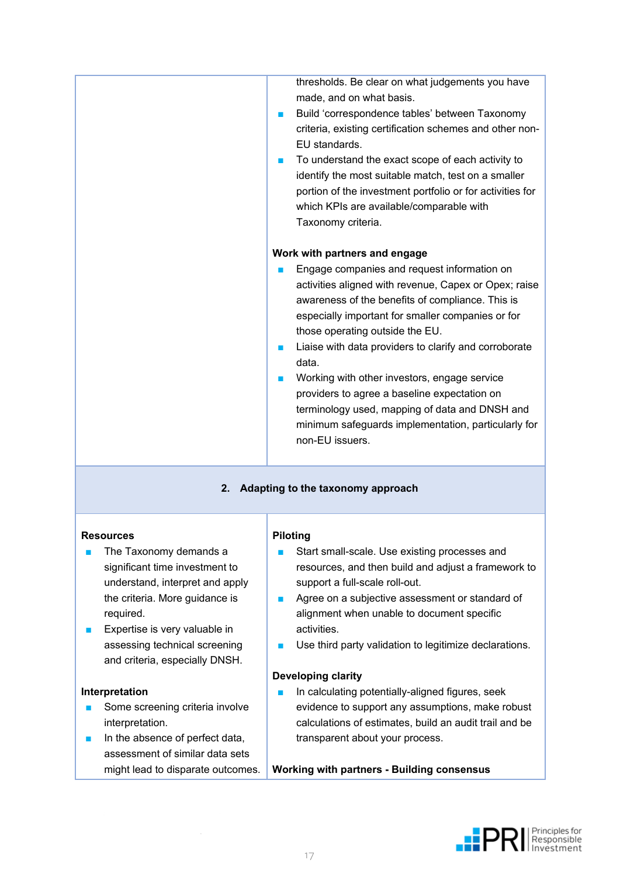|  |  |
| --- | --- |
|  | thresholds. Be clear on what judgements you have made, and on what basis.<br>- Build 'correspondence tables' between Taxonomy criteria, existing certification schemes and other non-EU standards.<br>- To understand the exact scope of each activity to identify the most suitable match, test on a smaller portion of the investment portfolio or for activities for which KPIs are available/comparable with Taxonomy criteria.<br><br>**Work with partners and engage**<br>- Engage companies and request information on activities aligned with revenue, Capex or Opex; raise awareness of the benefits of compliance. This is especially important for smaller companies or for those operating outside the EU.<br>- Liaise with data providers to clarify and corroborate data.<br>- Working with other investors, engage service providers to agree a baseline expectation on terminology used, mapping of data and DNSH and minimum safeguards implementation, particularly for non-EU issuers. |
| **2. Adapting to the taxonomy approach** | |
| **Resources**<br>- The Taxonomy demands a significant time investment to understand, interpret and apply the criteria. More guidance is required.<br>- Expertise is very valuable in assessing technical screening and criteria, especially DNSH.<br><br>**Interpretation**<br>- Some screening criteria involve interpretation.<br>- In the absence of perfect data, assessment of similar data sets might lead to disparate outcomes. | **Piloting**<br>- Start small-scale. Use existing processes and resources, and then build and adjust a framework to support a full-scale roll-out.<br>- Agree on a subjective assessment or standard of alignment when unable to document specific activities.<br>- Use third party validation to legitimize declarations.<br><br>**Developing clarity**<br>- In calculating potentially-aligned figures, seek evidence to support any assumptions, make robust calculations of estimates, build an audit trail and be transparent about your process.<br><br>**Working with partners - Building consensus** |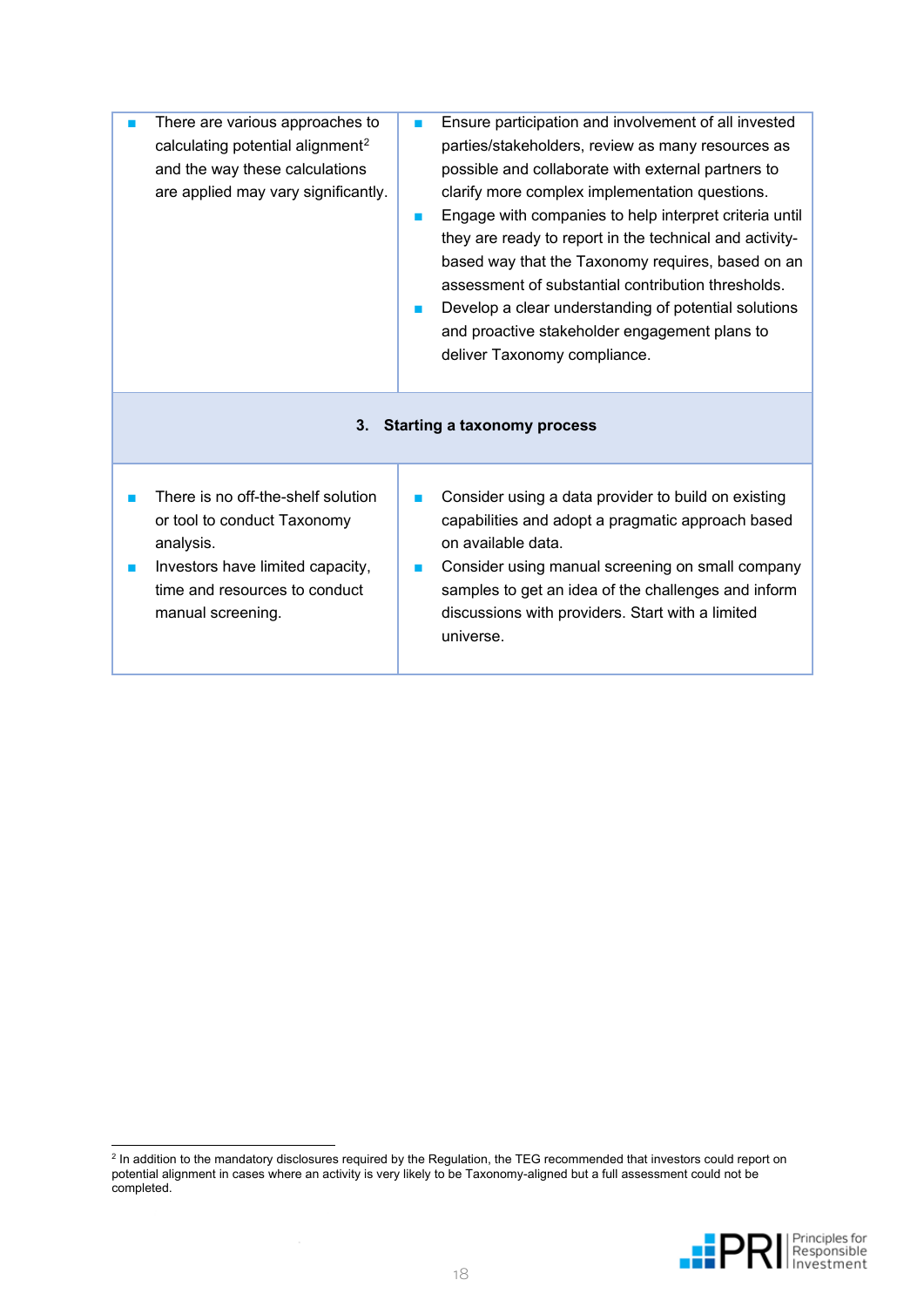| | |
|---|---|
| ■ There are various approaches to calculating potential alignment[2] and the way these calculations are applied may vary significantly. | ■ Ensure participation and involvement of all invested parties/stakeholders, review as many resources as possible and collaborate with external partners to clarify more complex implementation questions.<br>■ Engage with companies to help interpret criteria until they are ready to report in the technical and activity-based way that the Taxonomy requires, based on an assessment of substantial contribution thresholds.<br>■ Develop a clear understanding of potential solutions and proactive stakeholder engagement plans to deliver Taxonomy compliance. |
| **3. Starting a taxonomy process** | |
| ■ There is no off-the-shelf solution or tool to conduct Taxonomy analysis.<br>■ Investors have limited capacity, time and resources to conduct manual screening. | ■ Consider using a data provider to build on existing capabilities and adopt a pragmatic approach based on available data.<br>■ Consider using manual screening on small company samples to get an idea of the challenges and inform discussions with providers. Start with a limited universe. |

[2] In addition to the mandatory disclosures required by the Regulation, the TEG recommended that investors could report on potential alignment in cases where an activity is very likely to be Taxonomy-aligned but a full assessment could not be completed.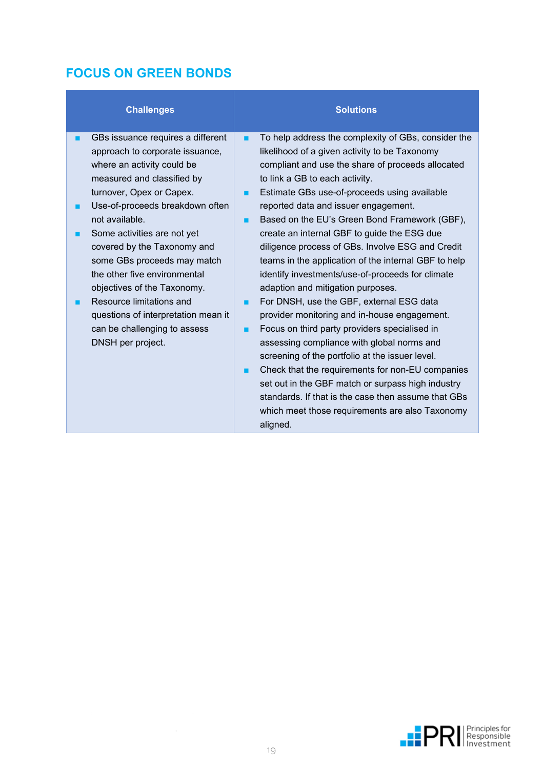## FOCUS ON GREEN BONDS

| Challenges | Solutions |
|---|---|
| ▪ GBs issuance requires a different approach to corporate issuance, where an activity could be measured and classified by turnover, Opex or Capex.<br>▪ Use-of-proceeds breakdown often not available.<br>▪ Some activities are not yet covered by the Taxonomy and some GBs proceeds may match the other five environmental objectives of the Taxonomy.<br>▪ Resource limitations and questions of interpretation mean it can be challenging to assess DNSH per project. | ▪ To help address the complexity of GBs, consider the likelihood of a given activity to be Taxonomy compliant and use the share of proceeds allocated to link a GB to each activity.<br>▪ Estimate GBs use-of-proceeds using available reported data and issuer engagement.<br>▪ Based on the EU's Green Bond Framework (GBF), create an internal GBF to guide the ESG due diligence process of GBs. Involve ESG and Credit teams in the application of the internal GBF to help identify investments/use-of-proceeds for climate adaption and mitigation purposes.<br>▪ For DNSH, use the GBF, external ESG data provider monitoring and in-house engagement.<br>▪ Focus on third party providers specialised in assessing compliance with global norms and screening of the portfolio at the issuer level.<br>▪ Check that the requirements for non-EU companies set out in the GBF match or surpass high industry standards. If that is the case then assume that GBs which meet those requirements are also Taxonomy aligned. |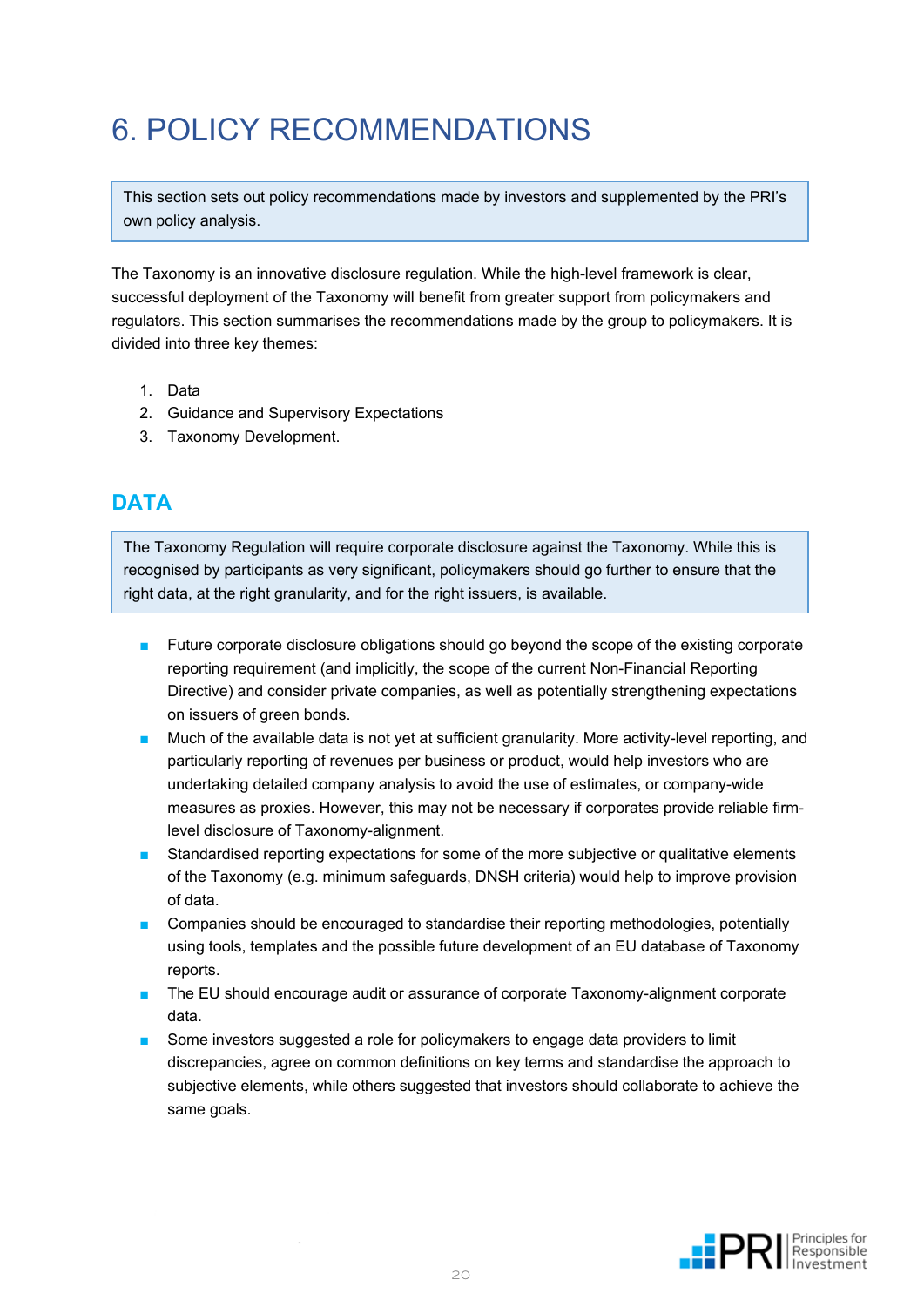# 6. POLICY RECOMMENDATIONS

> This section sets out policy recommendations made by investors and supplemented by the PRI's own policy analysis.

The Taxonomy is an innovative disclosure regulation. While the high-level framework is clear, successful deployment of the Taxonomy will benefit from greater support from policymakers and regulators. This section summarises the recommendations made by the group to policymakers. It is divided into three key themes:

1. Data
2. Guidance and Supervisory Expectations
3. Taxonomy Development.

## DATA

> The Taxonomy Regulation will require corporate disclosure against the Taxonomy. While this is recognised by participants as very significant, policymakers should go further to ensure that the right data, at the right granularity, and for the right issuers, is available.

- Future corporate disclosure obligations should go beyond the scope of the existing corporate reporting requirement (and implicitly, the scope of the current Non-Financial Reporting Directive) and consider private companies, as well as potentially strengthening expectations on issuers of green bonds.
- Much of the available data is not yet at sufficient granularity. More activity-level reporting, and particularly reporting of revenues per business or product, would help investors who are undertaking detailed company analysis to avoid the use of estimates, or company-wide measures as proxies. However, this may not be necessary if corporates provide reliable firm-level disclosure of Taxonomy-alignment.
- Standardised reporting expectations for some of the more subjective or qualitative elements of the Taxonomy (e.g. minimum safeguards, DNSH criteria) would help to improve provision of data.
- Companies should be encouraged to standardise their reporting methodologies, potentially using tools, templates and the possible future development of an EU database of Taxonomy reports.
- The EU should encourage audit or assurance of corporate Taxonomy-alignment corporate data.
- Some investors suggested a role for policymakers to engage data providers to limit discrepancies, agree on common definitions on key terms and standardise the approach to subjective elements, while others suggested that investors should collaborate to achieve the same goals.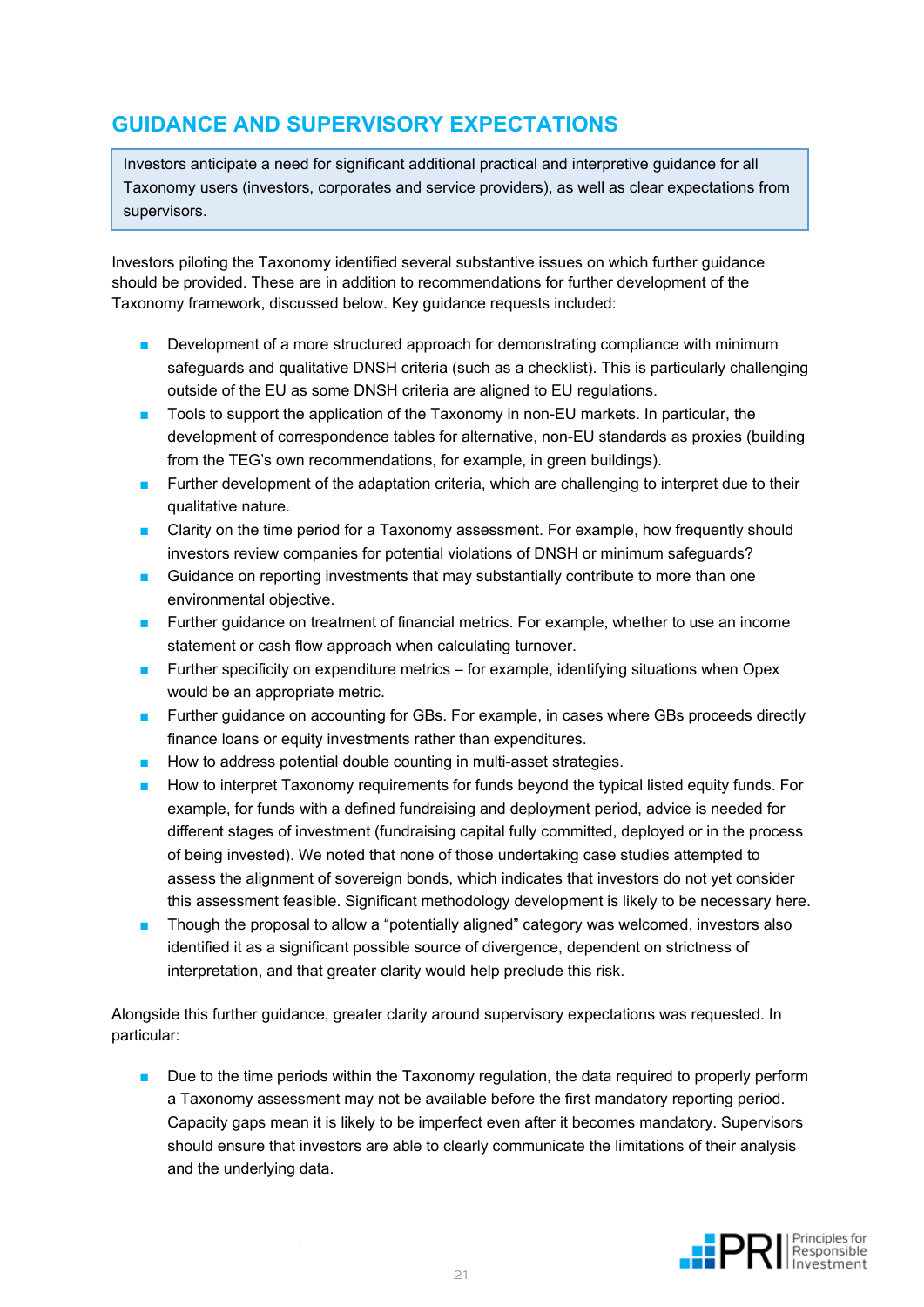## GUIDANCE AND SUPERVISORY EXPECTATIONS

> Investors anticipate a need for significant additional practical and interpretive guidance for all Taxonomy users (investors, corporates and service providers), as well as clear expectations from supervisors.

Investors piloting the Taxonomy identified several substantive issues on which further guidance should be provided. These are in addition to recommendations for further development of the Taxonomy framework, discussed below. Key guidance requests included:

- Development of a more structured approach for demonstrating compliance with minimum safeguards and qualitative DNSH criteria (such as a checklist). This is particularly challenging outside of the EU as some DNSH criteria are aligned to EU regulations.
- Tools to support the application of the Taxonomy in non-EU markets. In particular, the development of correspondence tables for alternative, non-EU standards as proxies (building from the TEG's own recommendations, for example, in green buildings).
- Further development of the adaptation criteria, which are challenging to interpret due to their qualitative nature.
- Clarity on the time period for a Taxonomy assessment. For example, how frequently should investors review companies for potential violations of DNSH or minimum safeguards?
- Guidance on reporting investments that may substantially contribute to more than one environmental objective.
- Further guidance on treatment of financial metrics. For example, whether to use an income statement or cash flow approach when calculating turnover.
- Further specificity on expenditure metrics – for example, identifying situations when Opex would be an appropriate metric.
- Further guidance on accounting for GBs. For example, in cases where GBs proceeds directly finance loans or equity investments rather than expenditures.
- How to address potential double counting in multi-asset strategies.
- How to interpret Taxonomy requirements for funds beyond the typical listed equity funds. For example, for funds with a defined fundraising and deployment period, advice is needed for different stages of investment (fundraising capital fully committed, deployed or in the process of being invested). We noted that none of those undertaking case studies attempted to assess the alignment of sovereign bonds, which indicates that investors do not yet consider this assessment feasible. Significant methodology development is likely to be necessary here.
- Though the proposal to allow a "potentially aligned" category was welcomed, investors also identified it as a significant possible source of divergence, dependent on strictness of interpretation, and that greater clarity would help preclude this risk.

Alongside this further guidance, greater clarity around supervisory expectations was requested. In particular:

- Due to the time periods within the Taxonomy regulation, the data required to properly perform a Taxonomy assessment may not be available before the first mandatory reporting period. Capacity gaps mean it is likely to be imperfect even after it becomes mandatory. Supervisors should ensure that investors are able to clearly communicate the limitations of their analysis and the underlying data.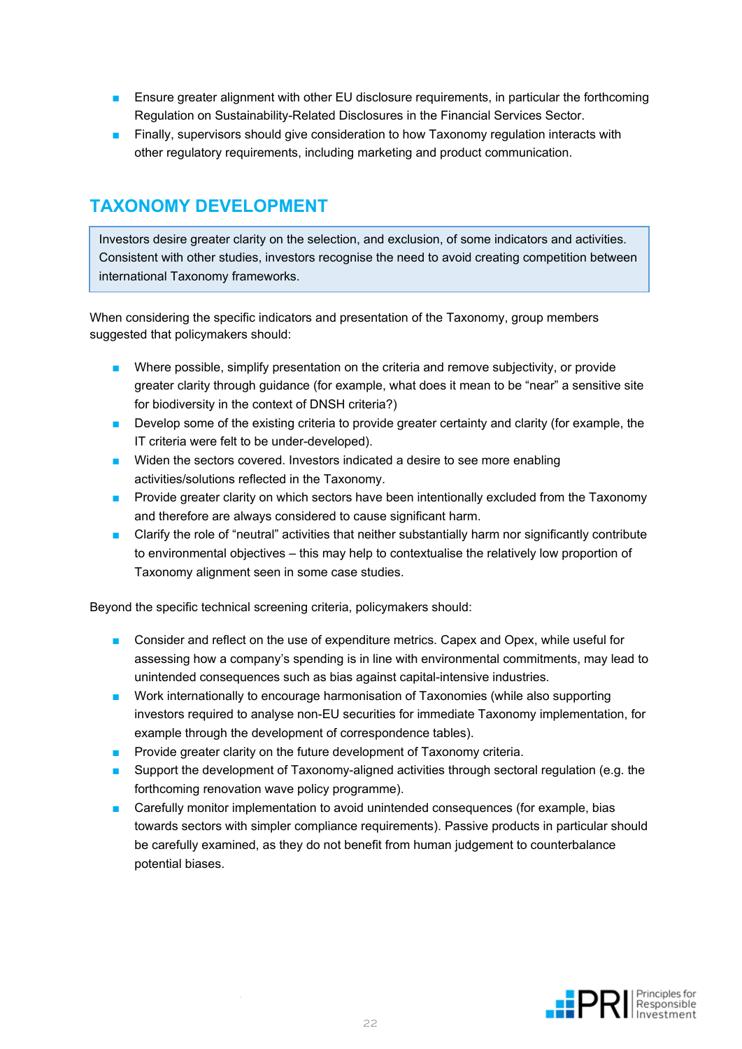- Ensure greater alignment with other EU disclosure requirements, in particular the forthcoming Regulation on Sustainability-Related Disclosures in the Financial Services Sector.
- Finally, supervisors should give consideration to how Taxonomy regulation interacts with other regulatory requirements, including marketing and product communication.

## TAXONOMY DEVELOPMENT

> Investors desire greater clarity on the selection, and exclusion, of some indicators and activities. Consistent with other studies, investors recognise the need to avoid creating competition between international Taxonomy frameworks.

When considering the specific indicators and presentation of the Taxonomy, group members suggested that policymakers should:

- Where possible, simplify presentation on the criteria and remove subjectivity, or provide greater clarity through guidance (for example, what does it mean to be "near" a sensitive site for biodiversity in the context of DNSH criteria?)
- Develop some of the existing criteria to provide greater certainty and clarity (for example, the IT criteria were felt to be under-developed).
- Widen the sectors covered. Investors indicated a desire to see more enabling activities/solutions reflected in the Taxonomy.
- Provide greater clarity on which sectors have been intentionally excluded from the Taxonomy and therefore are always considered to cause significant harm.
- Clarify the role of "neutral" activities that neither substantially harm nor significantly contribute to environmental objectives – this may help to contextualise the relatively low proportion of Taxonomy alignment seen in some case studies.

Beyond the specific technical screening criteria, policymakers should:

- Consider and reflect on the use of expenditure metrics. Capex and Opex, while useful for assessing how a company's spending is in line with environmental commitments, may lead to unintended consequences such as bias against capital-intensive industries.
- Work internationally to encourage harmonisation of Taxonomies (while also supporting investors required to analyse non-EU securities for immediate Taxonomy implementation, for example through the development of correspondence tables).
- Provide greater clarity on the future development of Taxonomy criteria.
- Support the development of Taxonomy-aligned activities through sectoral regulation (e.g. the forthcoming renovation wave policy programme).
- Carefully monitor implementation to avoid unintended consequences (for example, bias towards sectors with simpler compliance requirements). Passive products in particular should be carefully examined, as they do not benefit from human judgement to counterbalance potential biases.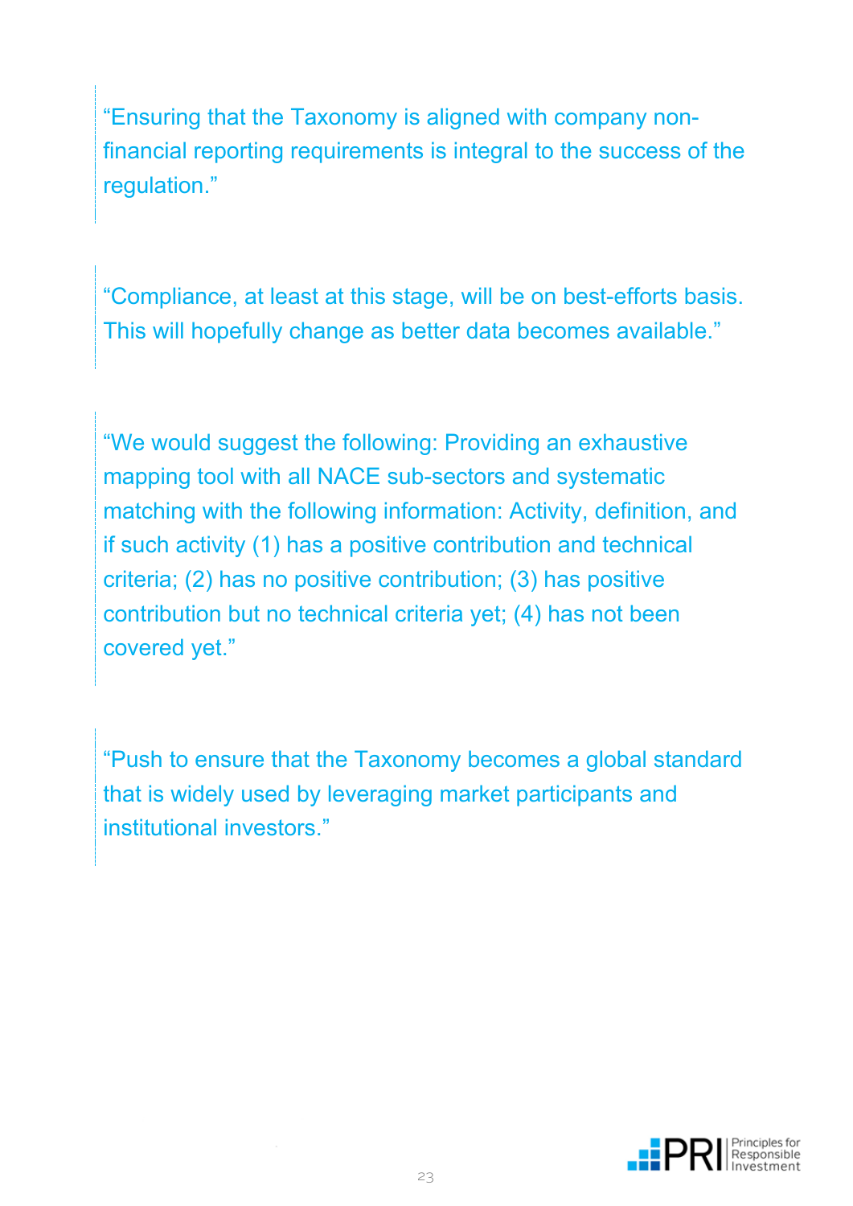"Ensuring that the Taxonomy is aligned with company non-financial reporting requirements is integral to the success of the regulation."

"Compliance, at least at this stage, will be on best-efforts basis. This will hopefully change as better data becomes available."

"We would suggest the following: Providing an exhaustive mapping tool with all NACE sub-sectors and systematic matching with the following information: Activity, definition, and if such activity (1) has a positive contribution and technical criteria; (2) has no positive contribution; (3) has positive contribution but no technical criteria yet; (4) has not been covered yet."

"Push to ensure that the Taxonomy becomes a global standard that is widely used by leveraging market participants and institutional investors."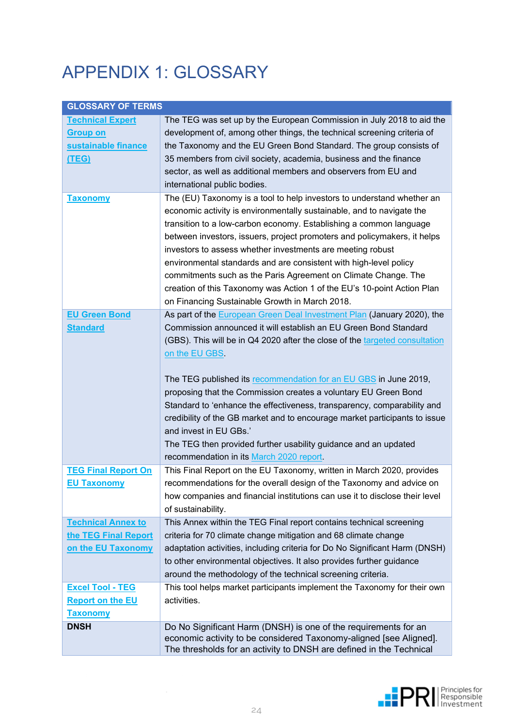# APPENDIX 1: GLOSSARY

| GLOSSARY OF TERMS | |
|---|---|
| **Technical Expert Group on sustainable finance (TEG)** | The TEG was set up by the European Commission in July 2018 to aid the development of, among other things, the technical screening criteria of the Taxonomy and the EU Green Bond Standard. The group consists of 35 members from civil society, academia, business and the finance sector, as well as additional members and observers from EU and international public bodies. |
| **Taxonomy** | The (EU) Taxonomy is a tool to help investors to understand whether an economic activity is environmentally sustainable, and to navigate the transition to a low-carbon economy. Establishing a common language between investors, issuers, project promoters and policymakers, it helps investors to assess whether investments are meeting robust environmental standards and are consistent with high-level policy commitments such as the Paris Agreement on Climate Change. The creation of this Taxonomy was Action 1 of the EU's 10-point Action Plan on Financing Sustainable Growth in March 2018. |
| **EU Green Bond Standard** | As part of the European Green Deal Investment Plan (January 2020), the Commission announced it will establish an EU Green Bond Standard (GBS). This will be in Q4 2020 after the close of the targeted consultation on the EU GBS.<br><br>The TEG published its recommendation for an EU GBS in June 2019, proposing that the Commission creates a voluntary EU Green Bond Standard to 'enhance the effectiveness, transparency, comparability and credibility of the GB market and to encourage market participants to issue and invest in EU GBs.'<br>The TEG then provided further usability guidance and an updated recommendation in its March 2020 report. |
| **TEG Final Report On EU Taxonomy** | This Final Report on the EU Taxonomy, written in March 2020, provides recommendations for the overall design of the Taxonomy and advice on how companies and financial institutions can use it to disclose their level of sustainability. |
| **Technical Annex to the TEG Final Report on the EU Taxonomy** | This Annex within the TEG Final report contains technical screening criteria for 70 climate change mitigation and 68 climate change adaptation activities, including criteria for Do No Significant Harm (DNSH) to other environmental objectives. It also provides further guidance around the methodology of the technical screening criteria. |
| **Excel Tool - TEG Report on the EU Taxonomy** | This tool helps market participants implement the Taxonomy for their own activities. |
| **DNSH** | Do No Significant Harm (DNSH) is one of the requirements for an economic activity to be considered Taxonomy-aligned [see Aligned]. The thresholds for an activity to DNSH are defined in the Technical |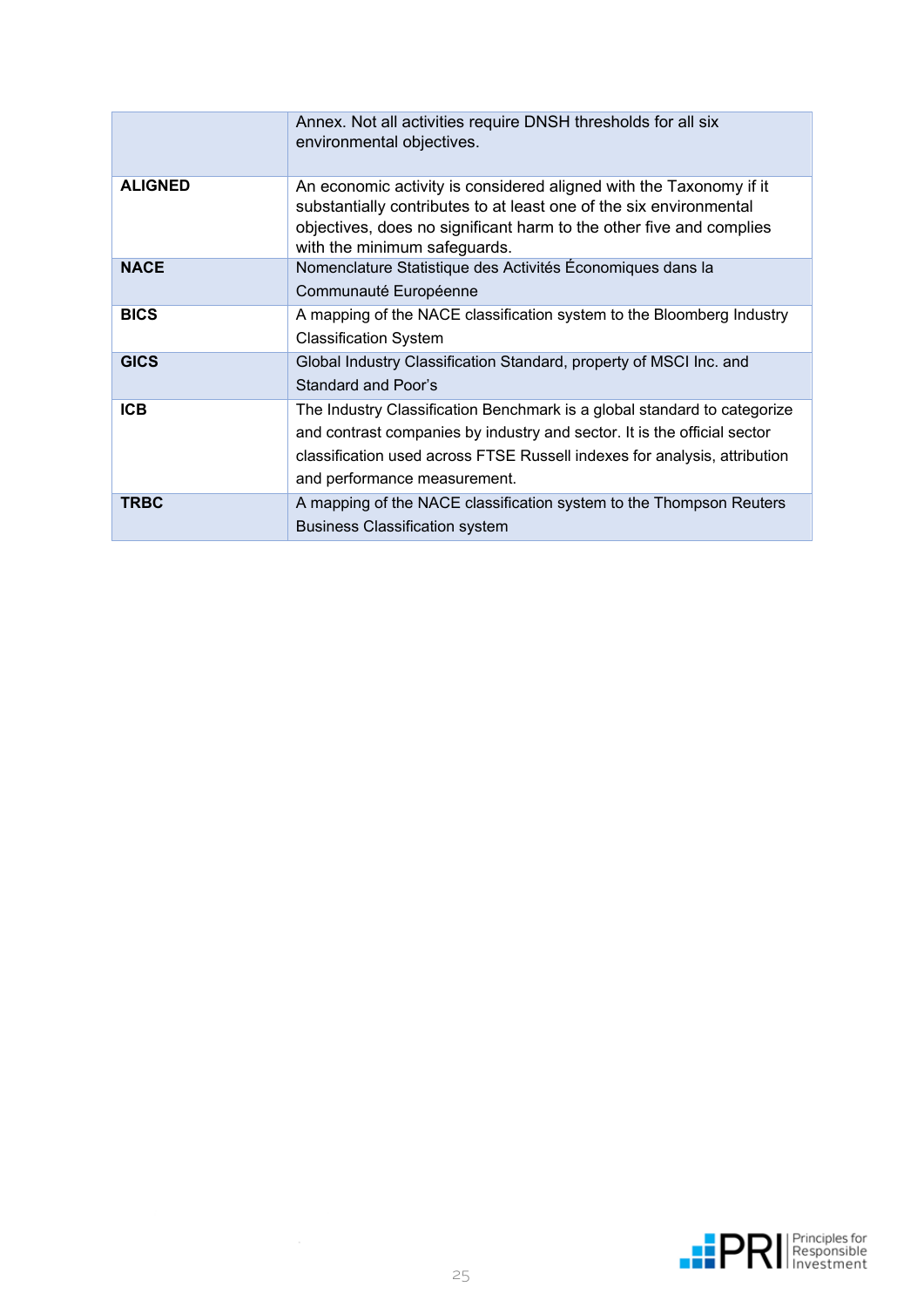|  |  |
|---|---|
|  | Annex. Not all activities require DNSH thresholds for all six environmental objectives. |
| **ALIGNED** | An economic activity is considered aligned with the Taxonomy if it substantially contributes to at least one of the six environmental objectives, does no significant harm to the other five and complies with the minimum safeguards. |
| **NACE** | Nomenclature Statistique des Activités Économiques dans la Communauté Européenne |
| **BICS** | A mapping of the NACE classification system to the Bloomberg Industry Classification System |
| **GICS** | Global Industry Classification Standard, property of MSCI Inc. and Standard and Poor's |
| **ICB** | The Industry Classification Benchmark is a global standard to categorize and contrast companies by industry and sector. It is the official sector classification used across FTSE Russell indexes for analysis, attribution and performance measurement. |
| **TRBC** | A mapping of the NACE classification system to the Thompson Reuters Business Classification system |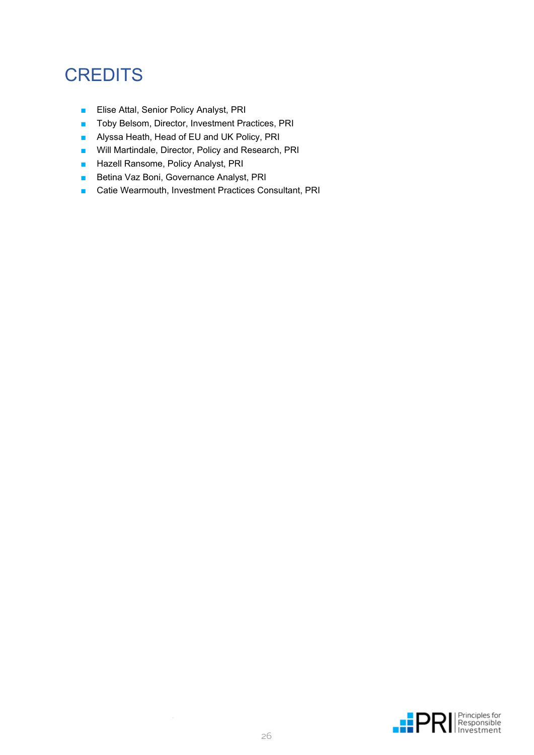# CREDITS

- Elise Attal, Senior Policy Analyst, PRI
- Toby Belsom, Director, Investment Practices, PRI
- Alyssa Heath, Head of EU and UK Policy, PRI
- Will Martindale, Director, Policy and Research, PRI
- Hazell Ransome, Policy Analyst, PRI
- Betina Vaz Boni, Governance Analyst, PRI
- Catie Wearmouth, Investment Practices Consultant, PRI